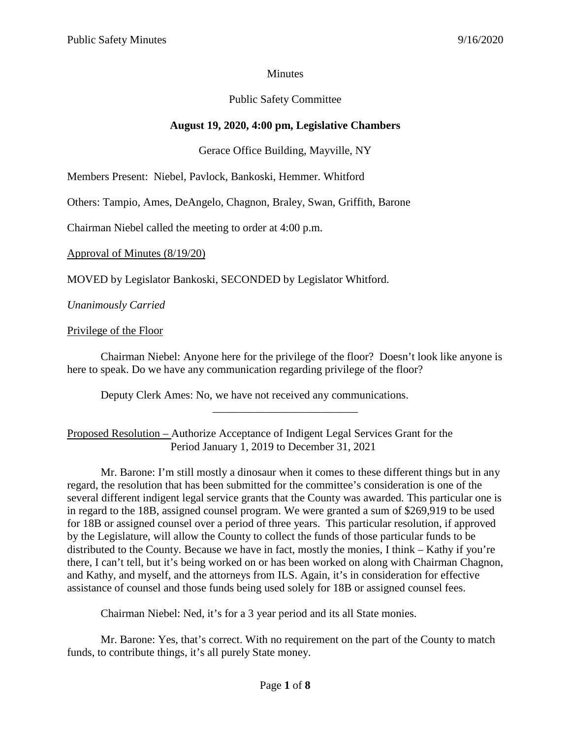Minutes

Public Safety Committee

**August 19, 2020, 4:00 pm, Legislative Chambers**

Gerace Office Building, Mayville, NY

Members Present: Niebel, Pavlock, Bankoski, Hemmer. Whitford

Others: Tampio, Ames, DeAngelo, Chagnon, Braley, Swan, Griffith, Barone

Chairman Niebel called the meeting to order at 4:00 p.m.

Approval of Minutes (8/19/20)

MOVED by Legislator Bankoski, SECONDED by Legislator Whitford.

*Unanimously Carried*

Privilege of the Floor

Chairman Niebel: Anyone here for the privilege of the floor? Doesn't look like anyone is here to speak. Do we have any communication regarding privilege of the floor?

Deputy Clerk Ames: No, we have not received any communications.

---

Proposed Resolution – Authorize Acceptance of Indigent Legal Services Grant for the Period January 1, 2019 to December 31, 2021

Mr. Barone: I'm still mostly a dinosaur when it comes to these different things but in any regard, the resolution that has been submitted for the committee's consideration is one of the several different indigent legal service grants that the County was awarded. This particular one is in regard to the 18B, assigned counsel program. We were granted a sum of $269,919 to be used for 18B or assigned counsel over a period of three years. This particular resolution, if approved by the Legislature, will allow the County to collect the funds of those particular funds to be distributed to the County. Because we have in fact, mostly the monies, I think – Kathy if you're there, I can't tell, but it's being worked on or has been worked on along with Chairman Chagnon, and Kathy, and myself, and the attorneys from ILS. Again, it's in consideration for effective assistance of counsel and those funds being used solely for 18B or assigned counsel fees.

Chairman Niebel: Ned, it's for a 3 year period and its all State monies.

Mr. Barone: Yes, that's correct. With no requirement on the part of the County to match funds, to contribute things, it's all purely State money.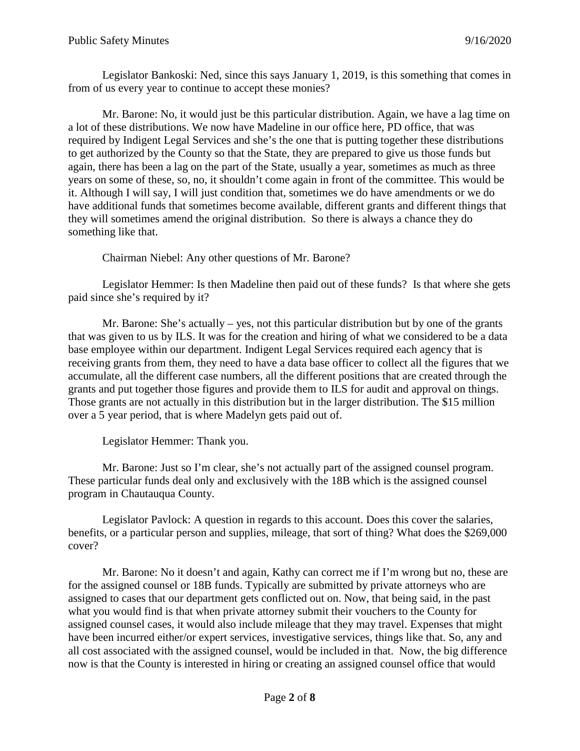Legislator Bankoski: Ned, since this says January 1, 2019, is this something that comes in from of us every year to continue to accept these monies?

Mr. Barone: No, it would just be this particular distribution. Again, we have a lag time on a lot of these distributions. We now have Madeline in our office here, PD office, that was required by Indigent Legal Services and she's the one that is putting together these distributions to get authorized by the County so that the State, they are prepared to give us those funds but again, there has been a lag on the part of the State, usually a year, sometimes as much as three years on some of these, so, no, it shouldn't come again in front of the committee. This would be it. Although I will say, I will just condition that, sometimes we do have amendments or we do have additional funds that sometimes become available, different grants and different things that they will sometimes amend the original distribution. So there is always a chance they do something like that.

Chairman Niebel: Any other questions of Mr. Barone?

Legislator Hemmer: Is then Madeline then paid out of these funds? Is that where she gets paid since she's required by it?

Mr. Barone: She's actually – yes, not this particular distribution but by one of the grants that was given to us by ILS. It was for the creation and hiring of what we considered to be a data base employee within our department. Indigent Legal Services required each agency that is receiving grants from them, they need to have a data base officer to collect all the figures that we accumulate, all the different case numbers, all the different positions that are created through the grants and put together those figures and provide them to ILS for audit and approval on things. Those grants are not actually in this distribution but in the larger distribution. The $15 million over a 5 year period, that is where Madelyn gets paid out of.

Legislator Hemmer: Thank you.

Mr. Barone: Just so I'm clear, she's not actually part of the assigned counsel program. These particular funds deal only and exclusively with the 18B which is the assigned counsel program in Chautauqua County.

Legislator Pavlock: A question in regards to this account. Does this cover the salaries, benefits, or a particular person and supplies, mileage, that sort of thing? What does the $269,000 cover?

Mr. Barone: No it doesn't and again, Kathy can correct me if I'm wrong but no, these are for the assigned counsel or 18B funds. Typically are submitted by private attorneys who are assigned to cases that our department gets conflicted out on. Now, that being said, in the past what you would find is that when private attorney submit their vouchers to the County for assigned counsel cases, it would also include mileage that they may travel. Expenses that might have been incurred either/or expert services, investigative services, things like that. So, any and all cost associated with the assigned counsel, would be included in that. Now, the big difference now is that the County is interested in hiring or creating an assigned counsel office that would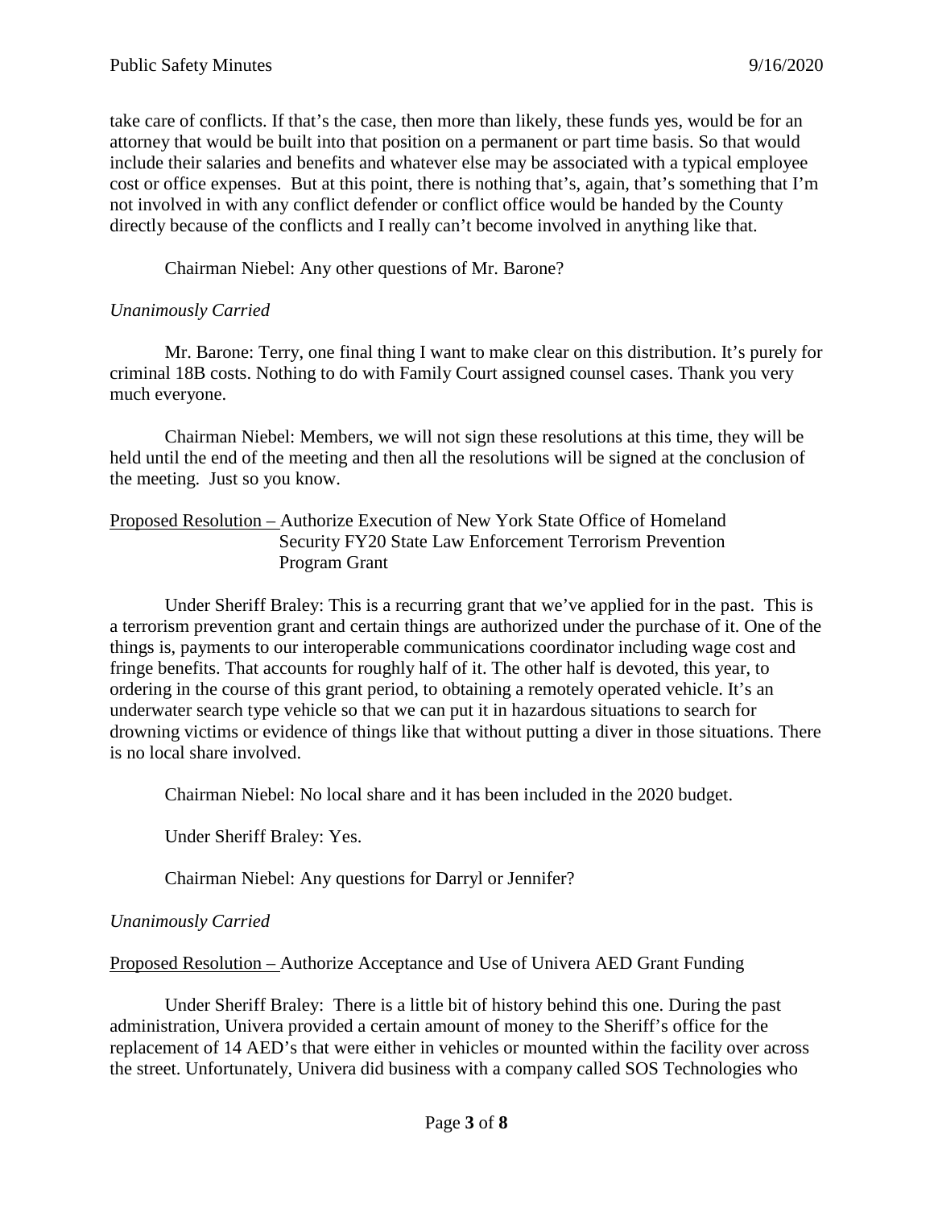take care of conflicts. If that's the case, then more than likely, these funds yes, would be for an attorney that would be built into that position on a permanent or part time basis. So that would include their salaries and benefits and whatever else may be associated with a typical employee cost or office expenses. But at this point, there is nothing that's, again, that's something that I'm not involved in with any conflict defender or conflict office would be handed by the County directly because of the conflicts and I really can't become involved in anything like that.

Chairman Niebel: Any other questions of Mr. Barone?

*Unanimously Carried*

Mr. Barone: Terry, one final thing I want to make clear on this distribution. It's purely for criminal 18B costs. Nothing to do with Family Court assigned counsel cases. Thank you very much everyone.

Chairman Niebel: Members, we will not sign these resolutions at this time, they will be held until the end of the meeting and then all the resolutions will be signed at the conclusion of the meeting. Just so you know.

Proposed Resolution – Authorize Execution of New York State Office of Homeland Security FY20 State Law Enforcement Terrorism Prevention Program Grant

Under Sheriff Braley: This is a recurring grant that we've applied for in the past. This is a terrorism prevention grant and certain things are authorized under the purchase of it. One of the things is, payments to our interoperable communications coordinator including wage cost and fringe benefits. That accounts for roughly half of it. The other half is devoted, this year, to ordering in the course of this grant period, to obtaining a remotely operated vehicle. It's an underwater search type vehicle so that we can put it in hazardous situations to search for drowning victims or evidence of things like that without putting a diver in those situations. There is no local share involved.

Chairman Niebel: No local share and it has been included in the 2020 budget.

Under Sheriff Braley: Yes.

Chairman Niebel: Any questions for Darryl or Jennifer?

*Unanimously Carried*

Proposed Resolution – Authorize Acceptance and Use of Univera AED Grant Funding

Under Sheriff Braley: There is a little bit of history behind this one. During the past administration, Univera provided a certain amount of money to the Sheriff's office for the replacement of 14 AED's that were either in vehicles or mounted within the facility over across the street. Unfortunately, Univera did business with a company called SOS Technologies who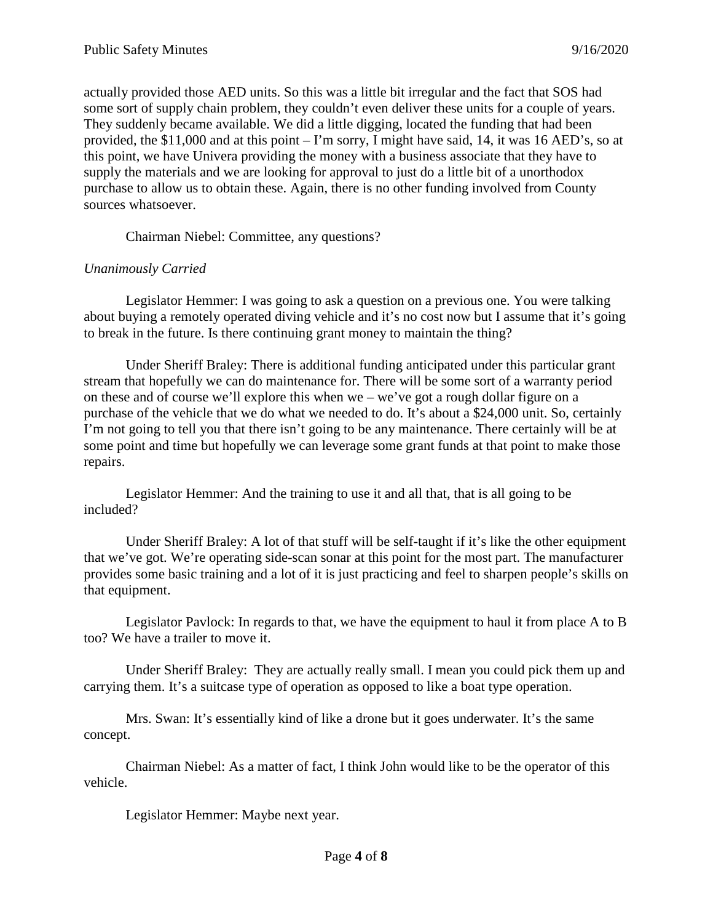actually provided those AED units. So this was a little bit irregular and the fact that SOS had some sort of supply chain problem, they couldn't even deliver these units for a couple of years. They suddenly became available. We did a little digging, located the funding that had been provided, the $11,000 and at this point – I'm sorry, I might have said, 14, it was 16 AED's, so at this point, we have Univera providing the money with a business associate that they have to supply the materials and we are looking for approval to just do a little bit of a unorthodox purchase to allow us to obtain these. Again, there is no other funding involved from County sources whatsoever.

Chairman Niebel: Committee, any questions?

*Unanimously Carried*

Legislator Hemmer: I was going to ask a question on a previous one. You were talking about buying a remotely operated diving vehicle and it's no cost now but I assume that it's going to break in the future. Is there continuing grant money to maintain the thing?

Under Sheriff Braley: There is additional funding anticipated under this particular grant stream that hopefully we can do maintenance for. There will be some sort of a warranty period on these and of course we'll explore this when we – we've got a rough dollar figure on a purchase of the vehicle that we do what we needed to do. It's about a $24,000 unit. So, certainly I'm not going to tell you that there isn't going to be any maintenance. There certainly will be at some point and time but hopefully we can leverage some grant funds at that point to make those repairs.

Legislator Hemmer: And the training to use it and all that, that is all going to be included?

Under Sheriff Braley: A lot of that stuff will be self-taught if it's like the other equipment that we've got. We're operating side-scan sonar at this point for the most part. The manufacturer provides some basic training and a lot of it is just practicing and feel to sharpen people's skills on that equipment.

Legislator Pavlock: In regards to that, we have the equipment to haul it from place A to B too? We have a trailer to move it.

Under Sheriff Braley: They are actually really small. I mean you could pick them up and carrying them. It's a suitcase type of operation as opposed to like a boat type operation.

Mrs. Swan: It's essentially kind of like a drone but it goes underwater. It's the same concept.

Chairman Niebel: As a matter of fact, I think John would like to be the operator of this vehicle.

Legislator Hemmer: Maybe next year.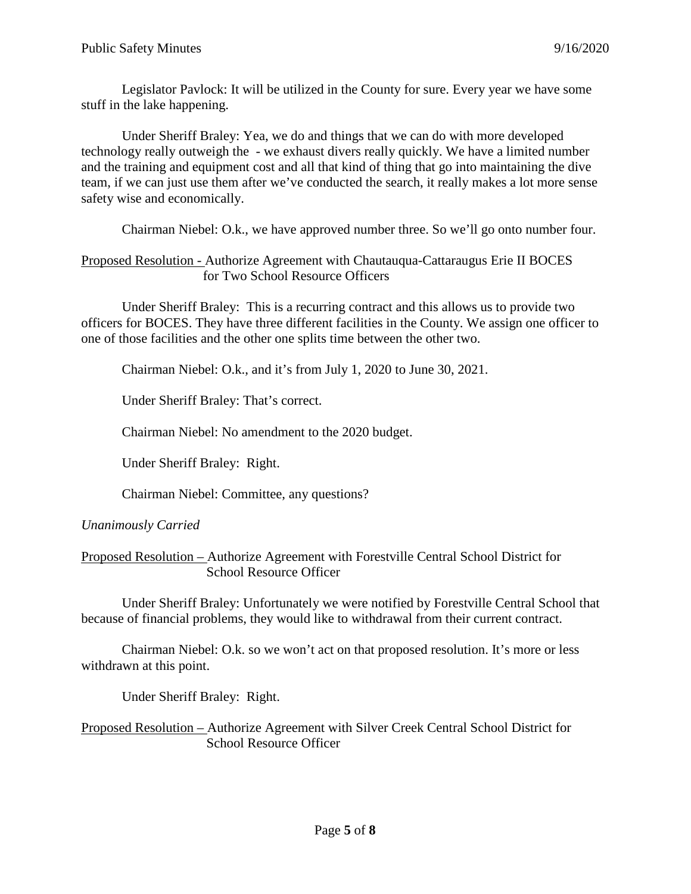Legislator Pavlock: It will be utilized in the County for sure. Every year we have some stuff in the lake happening.

Under Sheriff Braley: Yea, we do and things that we can do with more developed technology really outweigh the - we exhaust divers really quickly. We have a limited number and the training and equipment cost and all that kind of thing that go into maintaining the dive team, if we can just use them after we've conducted the search, it really makes a lot more sense safety wise and economically.

Chairman Niebel: O.k., we have approved number three. So we'll go onto number four.

Proposed Resolution - Authorize Agreement with Chautauqua-Cattaraugus Erie II BOCES for Two School Resource Officers

Under Sheriff Braley: This is a recurring contract and this allows us to provide two officers for BOCES. They have three different facilities in the County. We assign one officer to one of those facilities and the other one splits time between the other two.

Chairman Niebel: O.k., and it's from July 1, 2020 to June 30, 2021.

Under Sheriff Braley: That's correct.

Chairman Niebel: No amendment to the 2020 budget.

Under Sheriff Braley: Right.

Chairman Niebel: Committee, any questions?

*Unanimously Carried*

Proposed Resolution – Authorize Agreement with Forestville Central School District for School Resource Officer

Under Sheriff Braley: Unfortunately we were notified by Forestville Central School that because of financial problems, they would like to withdrawal from their current contract.

Chairman Niebel: O.k. so we won't act on that proposed resolution. It's more or less withdrawn at this point.

Under Sheriff Braley: Right.

Proposed Resolution – Authorize Agreement with Silver Creek Central School District for School Resource Officer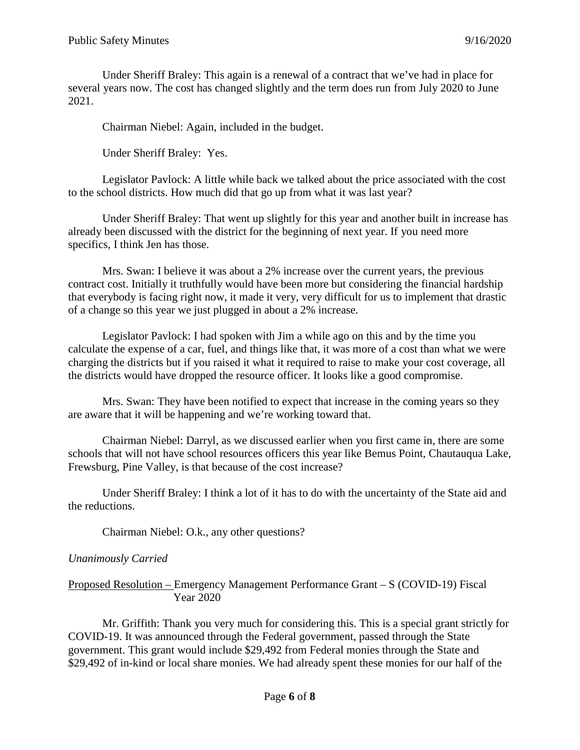Under Sheriff Braley: This again is a renewal of a contract that we've had in place for several years now. The cost has changed slightly and the term does run from July 2020 to June 2021.

Chairman Niebel: Again, included in the budget.

Under Sheriff Braley: Yes.

Legislator Pavlock: A little while back we talked about the price associated with the cost to the school districts. How much did that go up from what it was last year?

Under Sheriff Braley: That went up slightly for this year and another built in increase has already been discussed with the district for the beginning of next year. If you need more specifics, I think Jen has those.

Mrs. Swan: I believe it was about a 2% increase over the current years, the previous contract cost. Initially it truthfully would have been more but considering the financial hardship that everybody is facing right now, it made it very, very difficult for us to implement that drastic of a change so this year we just plugged in about a 2% increase.

Legislator Pavlock: I had spoken with Jim a while ago on this and by the time you calculate the expense of a car, fuel, and things like that, it was more of a cost than what we were charging the districts but if you raised it what it required to raise to make your cost coverage, all the districts would have dropped the resource officer. It looks like a good compromise.

Mrs. Swan: They have been notified to expect that increase in the coming years so they are aware that it will be happening and we're working toward that.

Chairman Niebel: Darryl, as we discussed earlier when you first came in, there are some schools that will not have school resources officers this year like Bemus Point, Chautauqua Lake, Frewsburg, Pine Valley, is that because of the cost increase?

Under Sheriff Braley: I think a lot of it has to do with the uncertainty of the State aid and the reductions.

Chairman Niebel: O.k., any other questions?

*Unanimously Carried*

Proposed Resolution – Emergency Management Performance Grant – S (COVID-19) Fiscal Year 2020

Mr. Griffith: Thank you very much for considering this. This is a special grant strictly for COVID-19. It was announced through the Federal government, passed through the State government. This grant would include $29,492 from Federal monies through the State and $29,492 of in-kind or local share monies. We had already spent these monies for our half of the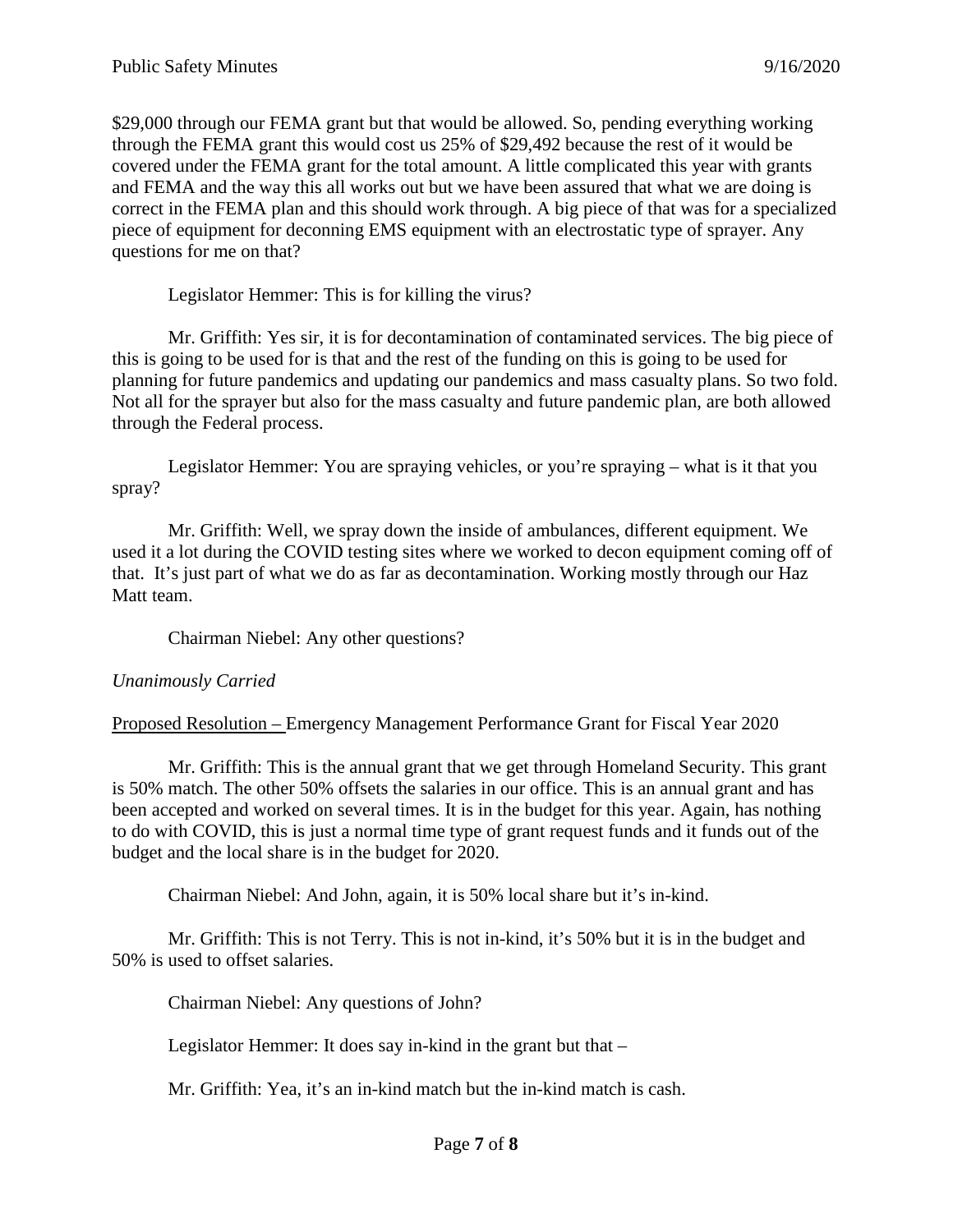$29,000 through our FEMA grant but that would be allowed. So, pending everything working through the FEMA grant this would cost us 25% of $29,492 because the rest of it would be covered under the FEMA grant for the total amount. A little complicated this year with grants and FEMA and the way this all works out but we have been assured that what we are doing is correct in the FEMA plan and this should work through. A big piece of that was for a specialized piece of equipment for deconning EMS equipment with an electrostatic type of sprayer. Any questions for me on that?

Legislator Hemmer: This is for killing the virus?

Mr. Griffith: Yes sir, it is for decontamination of contaminated services. The big piece of this is going to be used for is that and the rest of the funding on this is going to be used for planning for future pandemics and updating our pandemics and mass casualty plans. So two fold. Not all for the sprayer but also for the mass casualty and future pandemic plan, are both allowed through the Federal process.

Legislator Hemmer: You are spraying vehicles, or you're spraying – what is it that you spray?

Mr. Griffith: Well, we spray down the inside of ambulances, different equipment. We used it a lot during the COVID testing sites where we worked to decon equipment coming off of that. It's just part of what we do as far as decontamination. Working mostly through our Haz Matt team.

Chairman Niebel: Any other questions?

*Unanimously Carried*

<u>Proposed Resolution –</u> Emergency Management Performance Grant for Fiscal Year 2020

Mr. Griffith: This is the annual grant that we get through Homeland Security. This grant is 50% match. The other 50% offsets the salaries in our office. This is an annual grant and has been accepted and worked on several times. It is in the budget for this year. Again, has nothing to do with COVID, this is just a normal time type of grant request funds and it funds out of the budget and the local share is in the budget for 2020.

Chairman Niebel: And John, again, it is 50% local share but it's in-kind.

Mr. Griffith: This is not Terry. This is not in-kind, it's 50% but it is in the budget and 50% is used to offset salaries.

Chairman Niebel: Any questions of John?

Legislator Hemmer: It does say in-kind in the grant but that –

Mr. Griffith: Yea, it's an in-kind match but the in-kind match is cash.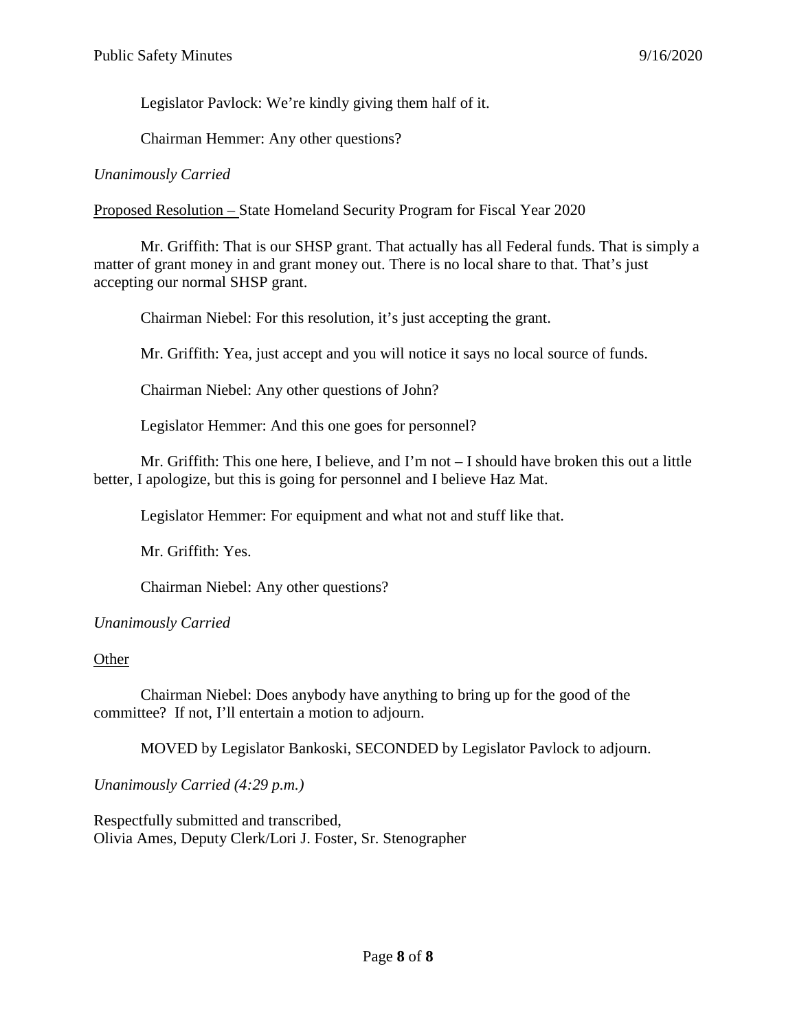Legislator Pavlock: We're kindly giving them half of it.

Chairman Hemmer: Any other questions?

*Unanimously Carried*

Proposed Resolution – State Homeland Security Program for Fiscal Year 2020

Mr. Griffith: That is our SHSP grant. That actually has all Federal funds. That is simply a matter of grant money in and grant money out. There is no local share to that. That's just accepting our normal SHSP grant.

Chairman Niebel: For this resolution, it's just accepting the grant.

Mr. Griffith: Yea, just accept and you will notice it says no local source of funds.

Chairman Niebel: Any other questions of John?

Legislator Hemmer: And this one goes for personnel?

Mr. Griffith: This one here, I believe, and I'm not – I should have broken this out a little better, I apologize, but this is going for personnel and I believe Haz Mat.

Legislator Hemmer: For equipment and what not and stuff like that.

Mr. Griffith: Yes.

Chairman Niebel: Any other questions?

*Unanimously Carried*

Other

Chairman Niebel: Does anybody have anything to bring up for the good of the committee? If not, I'll entertain a motion to adjourn.

MOVED by Legislator Bankoski, SECONDED by Legislator Pavlock to adjourn.

*Unanimously Carried (4:29 p.m.)*

Respectfully submitted and transcribed,
Olivia Ames, Deputy Clerk/Lori J. Foster, Sr. Stenographer